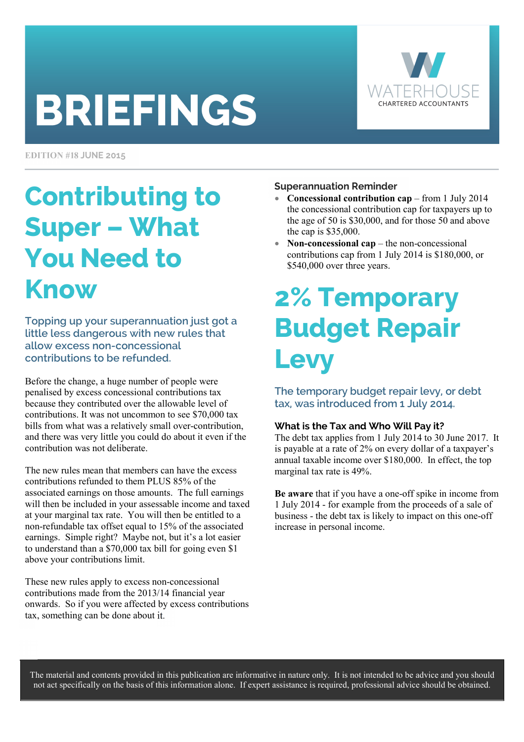# BRIEFINGS

WATERHOUSE
CHARTERED ACCOUNTANTS

EDITION #18 JUNE 2015

## Contributing to Super – What You Need to Know

### Topping up your superannuation just got a little less dangerous with new rules that allow excess non-concessional contributions to be refunded.

Before the change, a huge number of people were penalised by excess concessional contributions tax because they contributed over the allowable level of contributions. It was not uncommon to see $70,000 tax bills from what was a relatively small over-contribution, and there was very little you could do about it even if the contribution was not deliberate.

The new rules mean that members can have the excess contributions refunded to them PLUS 85% of the associated earnings on those amounts. The full earnings will then be included in your assessable income and taxed at your marginal tax rate. You will then be entitled to a non-refundable tax offset equal to 15% of the associated earnings. Simple right? Maybe not, but it's a lot easier to understand than a $70,000 tax bill for going even $1 above your contributions limit.

These new rules apply to excess non-concessional contributions made from the 2013/14 financial year onwards. So if you were affected by excess contributions tax, something can be done about it.

#### Superannuation Reminder

- **Concessional contribution cap** – from 1 July 2014 the concessional contribution cap for taxpayers up to the age of 50 is $30,000, and for those 50 and above the cap is $35,000.
- **Non-concessional cap** – the non-concessional contributions cap from 1 July 2014 is $180,000, or $540,000 over three years.

## 2% Temporary Budget Repair Levy

### The temporary budget repair levy, or debt tax, was introduced from 1 July 2014.

#### What is the Tax and Who Will Pay it?

The debt tax applies from 1 July 2014 to 30 June 2017. It is payable at a rate of 2% on every dollar of a taxpayer's annual taxable income over $180,000. In effect, the top marginal tax rate is 49%.

**Be aware** that if you have a one-off spike in income from 1 July 2014 - for example from the proceeds of a sale of business - the debt tax is likely to impact on this one-off increase in personal income.

The material and contents provided in this publication are informative in nature only. It is not intended to be advice and you should not act specifically on the basis of this information alone. If expert assistance is required, professional advice should be obtained.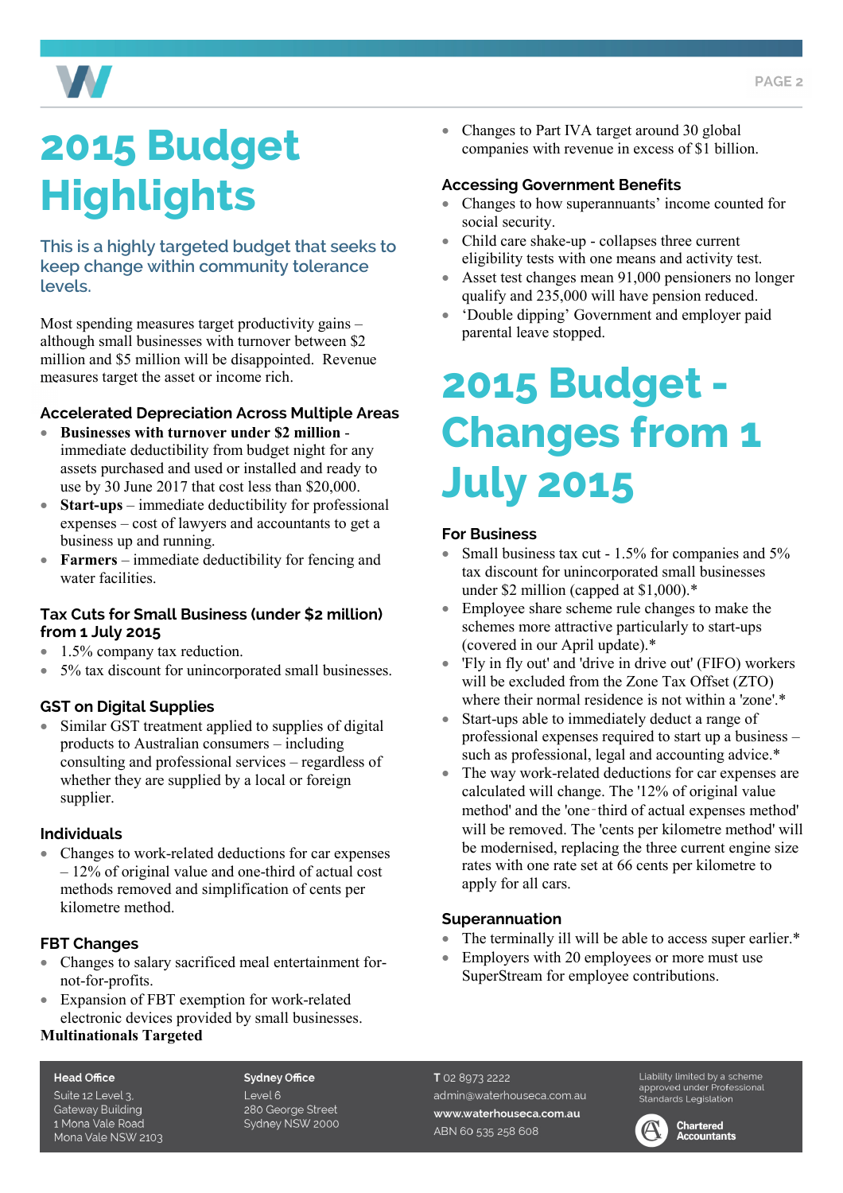# 2015 Budget Highlights

## This is a highly targeted budget that seeks to keep change within community tolerance levels.

Most spending measures target productivity gains – although small businesses with turnover between $2 million and $5 million will be disappointed. Revenue measures target the asset or income rich.

### Accelerated Depreciation Across Multiple Areas

- **Businesses with turnover under $2 million** - immediate deductibility from budget night for any assets purchased and used or installed and ready to use by 30 June 2017 that cost less than $20,000.
- **Start-ups** – immediate deductibility for professional expenses – cost of lawyers and accountants to get a business up and running.
- **Farmers** – immediate deductibility for fencing and water facilities.

### Tax Cuts for Small Business (under $2 million) from 1 July 2015

- 1.5% company tax reduction.
- 5% tax discount for unincorporated small businesses.

### GST on Digital Supplies

- Similar GST treatment applied to supplies of digital products to Australian consumers – including consulting and professional services – regardless of whether they are supplied by a local or foreign supplier.

### Individuals

- Changes to work-related deductions for car expenses – 12% of original value and one-third of actual cost methods removed and simplification of cents per kilometre method.

### FBT Changes

- Changes to salary sacrificed meal entertainment for-not-for-profits.
- Expansion of FBT exemption for work-related electronic devices provided by small businesses.

**Multinationals Targeted**

- Changes to Part IVA target around 30 global companies with revenue in excess of $1 billion.

### Accessing Government Benefits

- Changes to how superannuants' income counted for social security.
- Child care shake-up - collapses three current eligibility tests with one means and activity test.
- Asset test changes mean 91,000 pensioners no longer qualify and 235,000 will have pension reduced.
- 'Double dipping' Government and employer paid parental leave stopped.

# 2015 Budget - Changes from 1 July 2015

### For Business

- Small business tax cut - 1.5% for companies and 5% tax discount for unincorporated small businesses under $2 million (capped at $1,000).*
- Employee share scheme rule changes to make the schemes more attractive particularly to start-ups (covered in our April update).*
- 'Fly in fly out' and 'drive in drive out' (FIFO) workers will be excluded from the Zone Tax Offset (ZTO) where their normal residence is not within a 'zone'.*
- Start-ups able to immediately deduct a range of professional expenses required to start up a business – such as professional, legal and accounting advice.*
- The way work-related deductions for car expenses are calculated will change. The '12% of original value method' and the 'one-third of actual expenses method' will be removed. The 'cents per kilometre method' will be modernised, replacing the three current engine size rates with one rate set at 66 cents per kilometre to apply for all cars.

### Superannuation

- The terminally ill will be able to access super earlier.*
- Employers with 20 employees or more must use SuperStream for employee contributions.

**Head Office**
Suite 12 Level 3,
Gateway Building
1 Mona Vale Road
Mona Vale NSW 2103

**Sydney Office**
Level 6
280 George Street
Sydney NSW 2000

**T** 02 8973 2222
admin@waterhouseca.com.au
**www.waterhouseca.com.au**
ABN 60 535 258 608

Liability limited by a scheme approved under Professional Standards Legislation

Chartered Accountants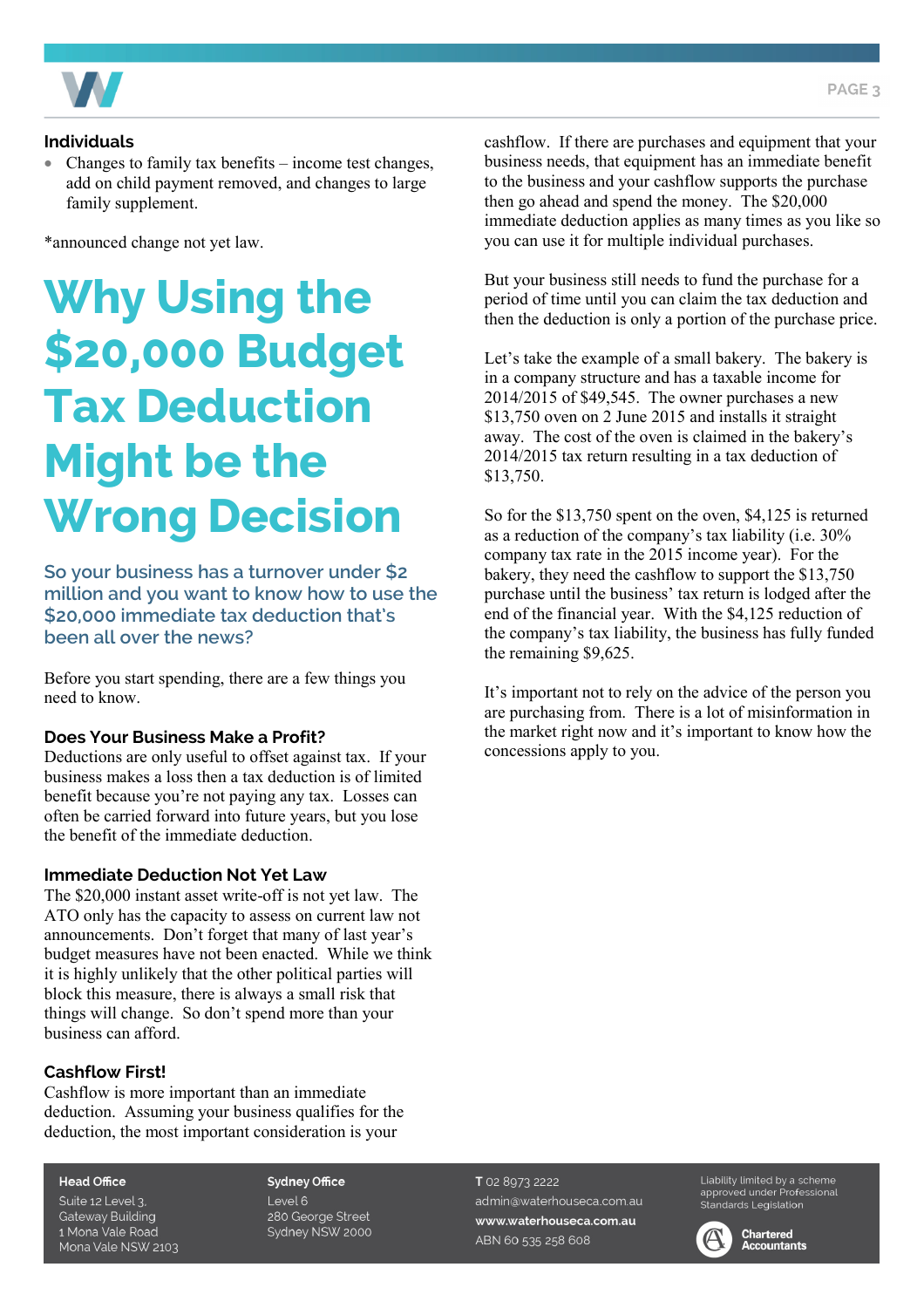### Individuals

- Changes to family tax benefits – income test changes, add on child payment removed, and changes to large family supplement.

*announced change not yet law.

# Why Using the $20,000 Budget Tax Deduction Might be the Wrong Decision

## So your business has a turnover under $2 million and you want to know how to use the $20,000 immediate tax deduction that's been all over the news?

Before you start spending, there are a few things you need to know.

### Does Your Business Make a Profit?

Deductions are only useful to offset against tax. If your business makes a loss then a tax deduction is of limited benefit because you're not paying any tax. Losses can often be carried forward into future years, but you lose the benefit of the immediate deduction.

### Immediate Deduction Not Yet Law

The $20,000 instant asset write-off is not yet law. The ATO only has the capacity to assess on current law not announcements. Don't forget that many of last year's budget measures have not been enacted. While we think it is highly unlikely that the other political parties will block this measure, there is always a small risk that things will change. So don't spend more than your business can afford.

### Cashflow First!

Cashflow is more important than an immediate deduction. Assuming your business qualifies for the deduction, the most important consideration is your cashflow. If there are purchases and equipment that your business needs, that equipment has an immediate benefit to the business and your cashflow supports the purchase then go ahead and spend the money. The $20,000 immediate deduction applies as many times as you like so you can use it for multiple individual purchases.

But your business still needs to fund the purchase for a period of time until you can claim the tax deduction and then the deduction is only a portion of the purchase price.

Let's take the example of a small bakery. The bakery is in a company structure and has a taxable income for 2014/2015 of $49,545. The owner purchases a new $13,750 oven on 2 June 2015 and installs it straight away. The cost of the oven is claimed in the bakery's 2014/2015 tax return resulting in a tax deduction of $13,750.

So for the $13,750 spent on the oven, $4,125 is returned as a reduction of the company's tax liability (i.e. 30% company tax rate in the 2015 income year). For the bakery, they need the cashflow to support the $13,750 purchase until the business' tax return is lodged after the end of the financial year. With the $4,125 reduction of the company's tax liability, the business has fully funded the remaining $9,625.

It's important not to rely on the advice of the person you are purchasing from. There is a lot of misinformation in the market right now and it's important to know how the concessions apply to you.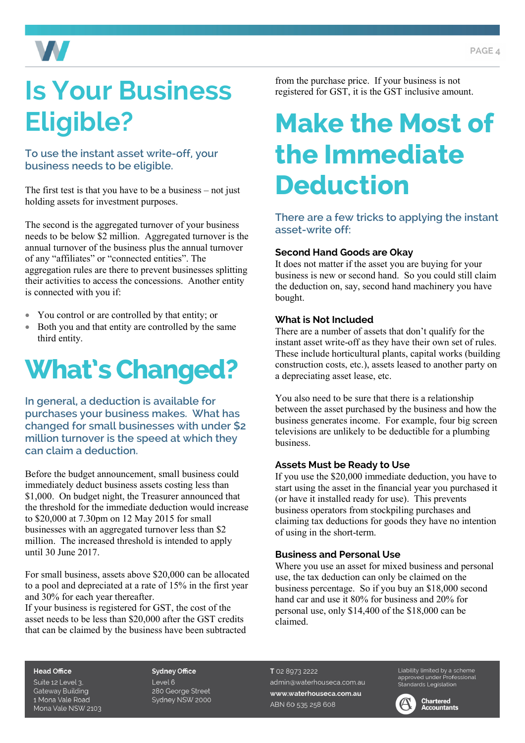# Is Your Business Eligible?

### To use the instant asset write-off, your business needs to be eligible.

The first test is that you have to be a business – not just holding assets for investment purposes.

The second is the aggregated turnover of your business needs to be below $2 million. Aggregated turnover is the annual turnover of the business plus the annual turnover of any "affiliates" or "connected entities". The aggregation rules are there to prevent businesses splitting their activities to access the concessions. Another entity is connected with you if:

- You control or are controlled by that entity; or
- Both you and that entity are controlled by the same third entity.

# What's Changed?

### In general, a deduction is available for purchases your business makes. What has changed for small businesses with under $2 million turnover is the speed at which they can claim a deduction.

Before the budget announcement, small business could immediately deduct business assets costing less than $1,000. On budget night, the Treasurer announced that the threshold for the immediate deduction would increase to $20,000 at 7.30pm on 12 May 2015 for small businesses with an aggregated turnover less than $2 million. The increased threshold is intended to apply until 30 June 2017.

For small business, assets above $20,000 can be allocated to a pool and depreciated at a rate of 15% in the first year and 30% for each year thereafter.
If your business is registered for GST, the cost of the asset needs to be less than $20,000 after the GST credits that can be claimed by the business have been subtracted from the purchase price. If your business is not registered for GST, it is the GST inclusive amount.

# Make the Most of the Immediate Deduction

### There are a few tricks to applying the instant asset-write off:

**Second Hand Goods are Okay**
It does not matter if the asset you are buying for your business is new or second hand. So you could still claim the deduction on, say, second hand machinery you have bought.

**What is Not Included**
There are a number of assets that don't qualify for the instant asset write-off as they have their own set of rules. These include horticultural plants, capital works (building construction costs, etc.), assets leased to another party on a depreciating asset lease, etc.

You also need to be sure that there is a relationship between the asset purchased by the business and how the business generates income. For example, four big screen televisions are unlikely to be deductible for a plumbing business.

**Assets Must be Ready to Use**
If you use the $20,000 immediate deduction, you have to start using the asset in the financial year you purchased it (or have it installed ready for use). This prevents business operators from stockpiling purchases and claiming tax deductions for goods they have no intention of using in the short-term.

**Business and Personal Use**
Where you use an asset for mixed business and personal use, the tax deduction can only be claimed on the business percentage. So if you buy an $18,000 second hand car and use it 80% for business and 20% for personal use, only $14,400 of the $18,000 can be claimed.

**Head Office**
Suite 12 Level 3,
Gateway Building
1 Mona Vale Road
Mona Vale NSW 2103

**Sydney Office**
Level 6
280 George Street
Sydney NSW 2000

**T** 02 8973 2222
admin@waterhouseca.com.au
**www.waterhouseca.com.au**
ABN 60 535 258 608

Liability limited by a scheme approved under Professional Standards Legislation

Chartered Accountants